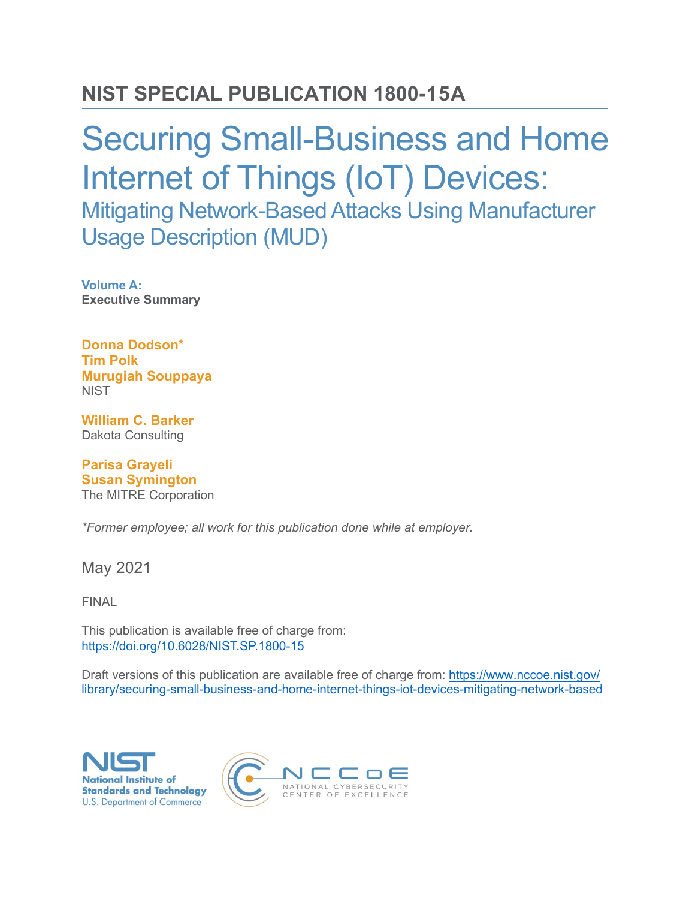# NIST SPECIAL PUBLICATION 1800-15A

# Securing Small-Business and Home Internet of Things (IoT) Devices:

## Mitigating Network-Based Attacks Using Manufacturer Usage Description (MUD)

**Volume A:**
**Executive Summary**

**Donna Dodson***
**Tim Polk**
**Murugiah Souppaya**
NIST

**William C. Barker**
Dakota Consulting

**Parisa Grayeli**
**Susan Symington**
The MITRE Corporation

*\*Former employee; all work for this publication done while at employer.*

May 2021

FINAL

This publication is available free of charge from:
https://doi.org/10.6028/NIST.SP.1800-15

Draft versions of this publication are available free of charge from: https://www.nccoe.nist.gov/library/securing-small-business-and-home-internet-things-iot-devices-mitigating-network-based

National Institute of Standards and Technology
U.S. Department of Commerce

NATIONAL CYBERSECURITY CENTER OF EXCELLENCE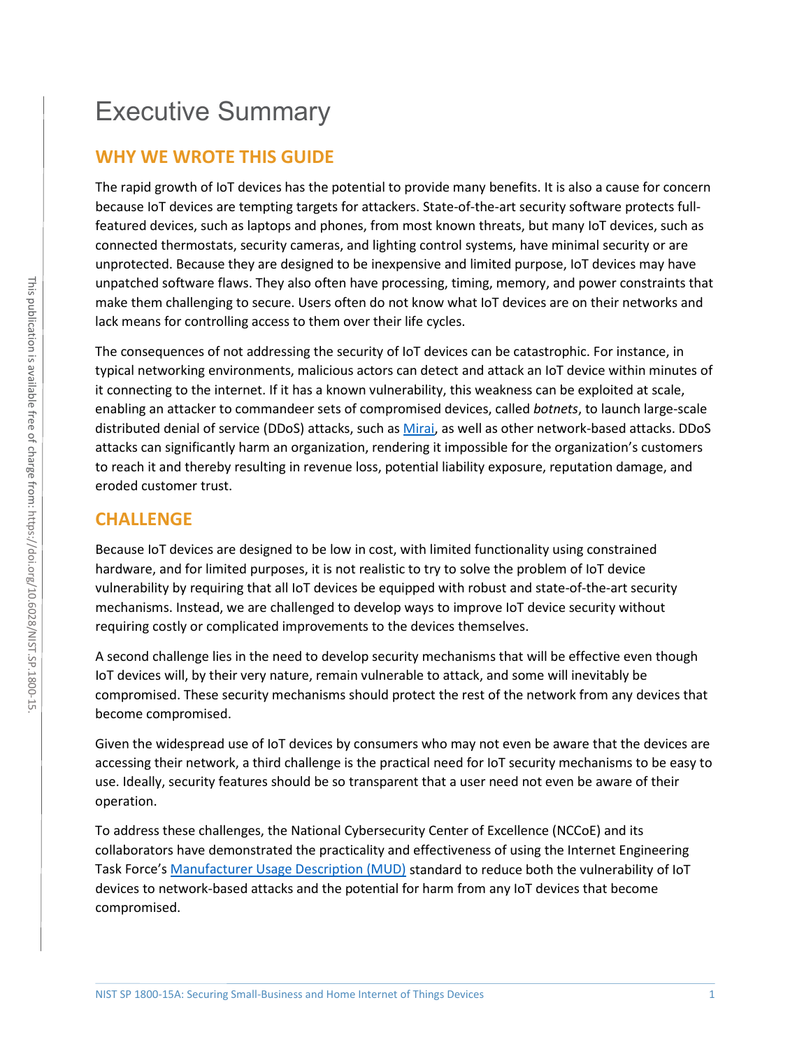# Executive Summary

## WHY WE WROTE THIS GUIDE

The rapid growth of IoT devices has the potential to provide many benefits. It is also a cause for concern because IoT devices are tempting targets for attackers. State-of-the-art security software protects full-featured devices, such as laptops and phones, from most known threats, but many IoT devices, such as connected thermostats, security cameras, and lighting control systems, have minimal security or are unprotected. Because they are designed to be inexpensive and limited purpose, IoT devices may have unpatched software flaws. They also often have processing, timing, memory, and power constraints that make them challenging to secure. Users often do not know what IoT devices are on their networks and lack means for controlling access to them over their life cycles.

The consequences of not addressing the security of IoT devices can be catastrophic. For instance, in typical networking environments, malicious actors can detect and attack an IoT device within minutes of it connecting to the internet. If it has a known vulnerability, this weakness can be exploited at scale, enabling an attacker to commandeer sets of compromised devices, called *botnets*, to launch large-scale distributed denial of service (DDoS) attacks, such as Mirai, as well as other network-based attacks. DDoS attacks can significantly harm an organization, rendering it impossible for the organization's customers to reach it and thereby resulting in revenue loss, potential liability exposure, reputation damage, and eroded customer trust.

## CHALLENGE

Because IoT devices are designed to be low in cost, with limited functionality using constrained hardware, and for limited purposes, it is not realistic to try to solve the problem of IoT device vulnerability by requiring that all IoT devices be equipped with robust and state-of-the-art security mechanisms. Instead, we are challenged to develop ways to improve IoT device security without requiring costly or complicated improvements to the devices themselves.

A second challenge lies in the need to develop security mechanisms that will be effective even though IoT devices will, by their very nature, remain vulnerable to attack, and some will inevitably be compromised. These security mechanisms should protect the rest of the network from any devices that become compromised.

Given the widespread use of IoT devices by consumers who may not even be aware that the devices are accessing their network, a third challenge is the practical need for IoT security mechanisms to be easy to use. Ideally, security features should be so transparent that a user need not even be aware of their operation.

To address these challenges, the National Cybersecurity Center of Excellence (NCCoE) and its collaborators have demonstrated the practicality and effectiveness of using the Internet Engineering Task Force's Manufacturer Usage Description (MUD) standard to reduce both the vulnerability of IoT devices to network-based attacks and the potential for harm from any IoT devices that become compromised.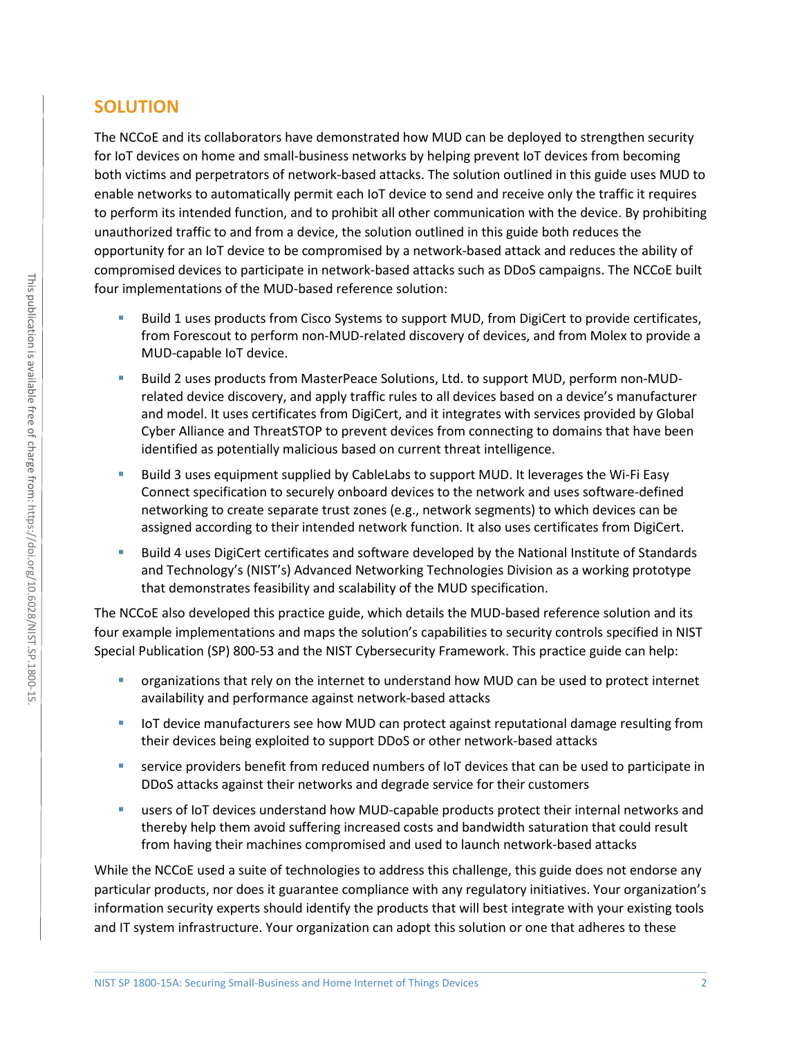## SOLUTION

The NCCoE and its collaborators have demonstrated how MUD can be deployed to strengthen security for IoT devices on home and small-business networks by helping prevent IoT devices from becoming both victims and perpetrators of network-based attacks. The solution outlined in this guide uses MUD to enable networks to automatically permit each IoT device to send and receive only the traffic it requires to perform its intended function, and to prohibit all other communication with the device. By prohibiting unauthorized traffic to and from a device, the solution outlined in this guide both reduces the opportunity for an IoT device to be compromised by a network-based attack and reduces the ability of compromised devices to participate in network-based attacks such as DDoS campaigns. The NCCoE built four implementations of the MUD-based reference solution:

- Build 1 uses products from Cisco Systems to support MUD, from DigiCert to provide certificates, from Forescout to perform non-MUD-related discovery of devices, and from Molex to provide a MUD-capable IoT device.
- Build 2 uses products from MasterPeace Solutions, Ltd. to support MUD, perform non-MUD-related device discovery, and apply traffic rules to all devices based on a device's manufacturer and model. It uses certificates from DigiCert, and it integrates with services provided by Global Cyber Alliance and ThreatSTOP to prevent devices from connecting to domains that have been identified as potentially malicious based on current threat intelligence.
- Build 3 uses equipment supplied by CableLabs to support MUD. It leverages the Wi-Fi Easy Connect specification to securely onboard devices to the network and uses software-defined networking to create separate trust zones (e.g., network segments) to which devices can be assigned according to their intended network function. It also uses certificates from DigiCert.
- Build 4 uses DigiCert certificates and software developed by the National Institute of Standards and Technology's (NIST's) Advanced Networking Technologies Division as a working prototype that demonstrates feasibility and scalability of the MUD specification.

The NCCoE also developed this practice guide, which details the MUD-based reference solution and its four example implementations and maps the solution's capabilities to security controls specified in NIST Special Publication (SP) 800-53 and the NIST Cybersecurity Framework. This practice guide can help:

- organizations that rely on the internet to understand how MUD can be used to protect internet availability and performance against network-based attacks
- IoT device manufacturers see how MUD can protect against reputational damage resulting from their devices being exploited to support DDoS or other network-based attacks
- service providers benefit from reduced numbers of IoT devices that can be used to participate in DDoS attacks against their networks and degrade service for their customers
- users of IoT devices understand how MUD-capable products protect their internal networks and thereby help them avoid suffering increased costs and bandwidth saturation that could result from having their machines compromised and used to launch network-based attacks

While the NCCoE used a suite of technologies to address this challenge, this guide does not endorse any particular products, nor does it guarantee compliance with any regulatory initiatives. Your organization's information security experts should identify the products that will best integrate with your existing tools and IT system infrastructure. Your organization can adopt this solution or one that adheres to these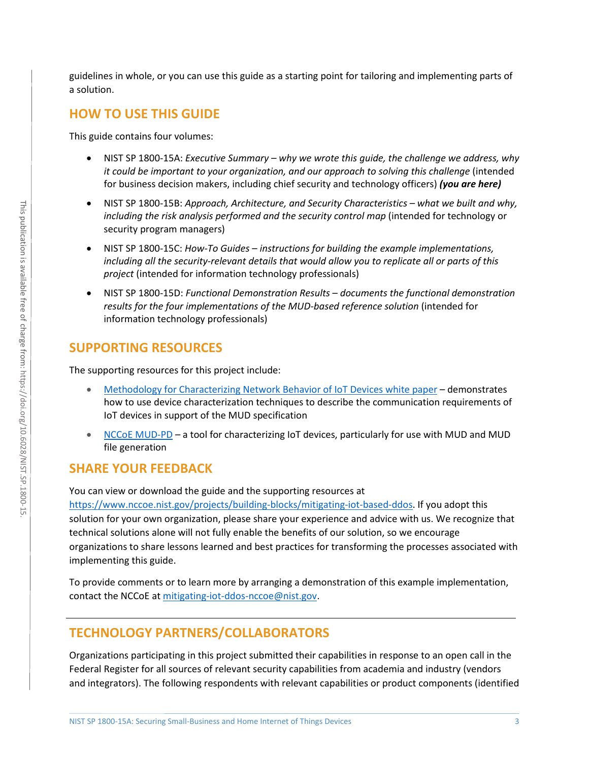guidelines in whole, or you can use this guide as a starting point for tailoring and implementing parts of a solution.

## HOW TO USE THIS GUIDE

This guide contains four volumes:

- NIST SP 1800-15A: *Executive Summary – why we wrote this guide, the challenge we address, why it could be important to your organization, and our approach to solving this challenge* (intended for business decision makers, including chief security and technology officers) ***(you are here)***
- NIST SP 1800-15B: *Approach, Architecture, and Security Characteristics – what we built and why, including the risk analysis performed and the security control map* (intended for technology or security program managers)
- NIST SP 1800-15C: *How-To Guides – instructions for building the example implementations, including all the security-relevant details that would allow you to replicate all or parts of this project* (intended for information technology professionals)
- NIST SP 1800-15D: *Functional Demonstration Results – documents the functional demonstration results for the four implementations of the MUD-based reference solution* (intended for information technology professionals)

## SUPPORTING RESOURCES

The supporting resources for this project include:

- Methodology for Characterizing Network Behavior of IoT Devices white paper – demonstrates how to use device characterization techniques to describe the communication requirements of IoT devices in support of the MUD specification
- NCCoE MUD-PD – a tool for characterizing IoT devices, particularly for use with MUD and MUD file generation

## SHARE YOUR FEEDBACK

You can view or download the guide and the supporting resources at https://www.nccoe.nist.gov/projects/building-blocks/mitigating-iot-based-ddos. If you adopt this solution for your own organization, please share your experience and advice with us. We recognize that technical solutions alone will not fully enable the benefits of our solution, so we encourage organizations to share lessons learned and best practices for transforming the processes associated with implementing this guide.

To provide comments or to learn more by arranging a demonstration of this example implementation, contact the NCCoE at mitigating-iot-ddos-nccoe@nist.gov.

---

## TECHNOLOGY PARTNERS/COLLABORATORS

Organizations participating in this project submitted their capabilities in response to an open call in the Federal Register for all sources of relevant security capabilities from academia and industry (vendors and integrators). The following respondents with relevant capabilities or product components (identified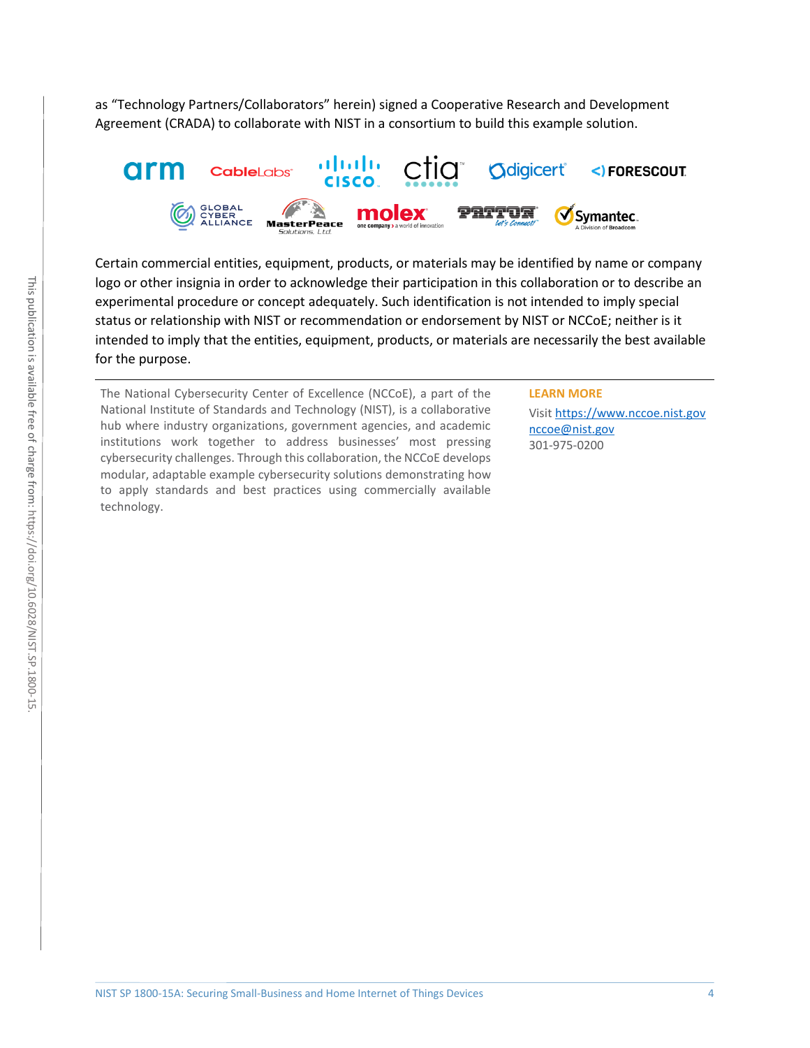as “Technology Partners/Collaborators” herein) signed a Cooperative Research and Development Agreement (CRADA) to collaborate with NIST in a consortium to build this example solution.

Certain commercial entities, equipment, products, or materials may be identified by name or company logo or other insignia in order to acknowledge their participation in this collaboration or to describe an experimental procedure or concept adequately. Such identification is not intended to imply special status or relationship with NIST or recommendation or endorsement by NIST or NCCoE; neither is it intended to imply that the entities, equipment, products, or materials are necessarily the best available for the purpose.

The National Cybersecurity Center of Excellence (NCCoE), a part of the National Institute of Standards and Technology (NIST), is a collaborative hub where industry organizations, government agencies, and academic institutions work together to address businesses’ most pressing cybersecurity challenges. Through this collaboration, the NCCoE develops modular, adaptable example cybersecurity solutions demonstrating how to apply standards and best practices using commercially available technology.

**LEARN MORE**

Visit https://www.nccoe.nist.gov
nccoe@nist.gov
301-975-0200